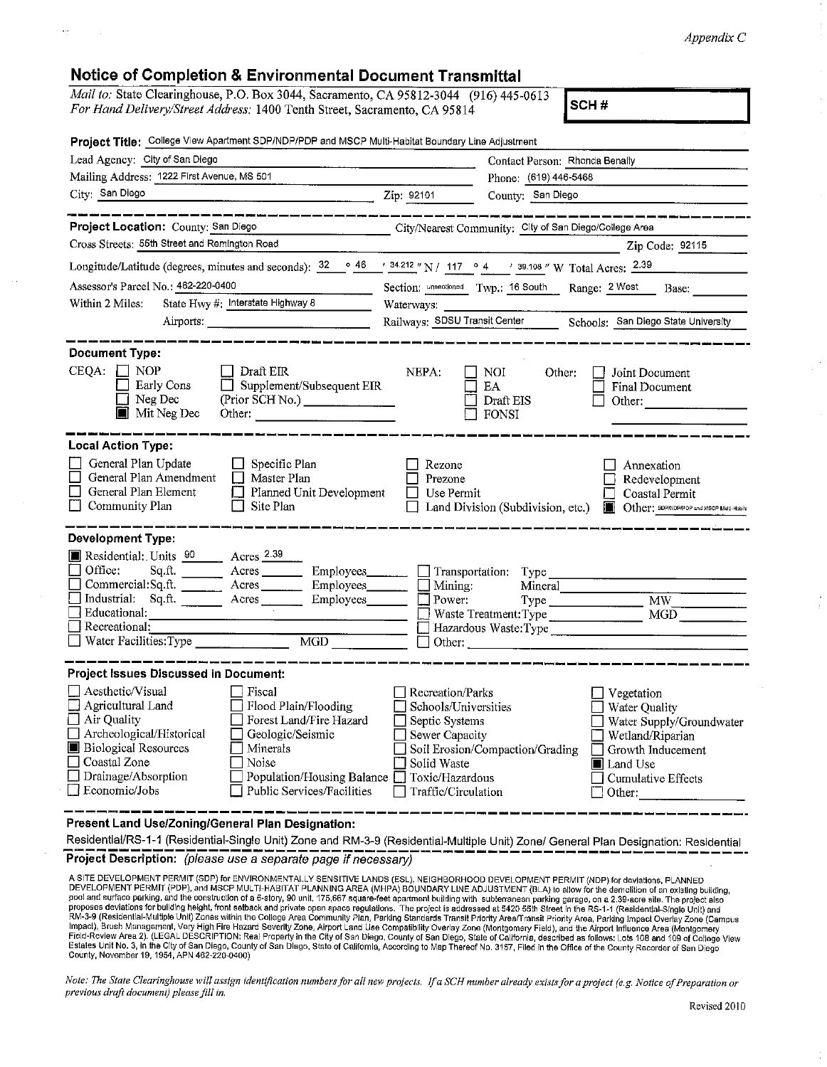*Appendix C*

# Notice of Completion & Environmental Document Transmittal

*Mail to:* State Clearinghouse, P.O. Box 3044, Sacramento, CA 95812-3044 (916) 445-0613
*For Hand Delivery/Street Address:* 1400 Tenth Street, Sacramento, CA 95814

**SCH #**

**Project Title:** College View Apartment SDP/NDP/PDP and MSCP Multi-Habitat Boundary Line Adjustment

Lead Agency: City of San Diego — Contact Person: Rhonda Benally
Mailing Address: 1222 First Avenue, MS 501 — Phone: (619) 446-5468
City: San Diego — Zip: 92101 — County: San Diego

---

**Project Location:** County: San Diego — City/Nearest Community: City of San Diego/College Area
Cross Streets: 55th Street and Remington Road — Zip Code: 92115
Longitude/Latitude (degrees, minutes and seconds): 32 ° 46 ′ 34.212 ″ N / 117 ° 4 ′ 39.108 ″ W Total Acres: 2.39
Assessor's Parcel No.: 462-220-0400 — Section: unsectioned Twp.: 16 South Range: 2 West Base:
Within 2 Miles: State Hwy #: Interstate Highway 8 — Waterways:
Airports: — Railways: SDSU Transit Center — Schools: San Diego State University

---

**Document Type:**

CEQA: ☐ NOP ☐ Early Cons ☐ Neg Dec ■ Mit Neg Dec ☐ Draft EIR ☐ Supplement/Subsequent EIR (Prior SCH No.) ______ Other: ______
NEPA: ☐ NOI ☐ EA ☐ Draft EIS ☐ FONSI
Other: ☐ Joint Document ☐ Final Document ☐ Other: ______

---

**Local Action Type:**

☐ General Plan Update ☐ General Plan Amendment ☐ General Plan Element ☐ Community Plan
☐ Specific Plan ☐ Master Plan ☐ Planned Unit Development ☐ Site Plan
☐ Rezone ☐ Prezone ☐ Use Permit ☐ Land Division (Subdivision, etc.)
☐ Annexation ☐ Redevelopment ☐ Coastal Permit ■ Other: SDP/NDP/PDP and MSCP Multi-Habitat

---

**Development Type:**

■ Residential: Units 90 Acres 2.39
☐ Office: Sq.ft. ____ Acres ____ Employees ____
☐ Commercial: Sq.ft. ____ Acres ____ Employees ____
☐ Industrial: Sq.ft. ____ Acres ____ Employees ____
☐ Educational:
☐ Recreational:
☐ Water Facilities: Type ____ MGD ____
☐ Transportation: Type
☐ Mining: Mineral
☐ Power: Type ____ MW
☐ Waste Treatment: Type ____ MGD
☐ Hazardous Waste: Type
☐ Other:

---

**Project Issues Discussed in Document:**

☐ Aesthetic/Visual ☐ Agricultural Land ☐ Air Quality ☐ Archeological/Historical ■ Biological Resources ☐ Coastal Zone ☐ Drainage/Absorption ☐ Economic/Jobs
☐ Fiscal ☐ Flood Plain/Flooding ☐ Forest Land/Fire Hazard ☐ Geologic/Seismic ☐ Minerals ☐ Noise ☐ Population/Housing Balance ☐ Public Services/Facilities
☐ Recreation/Parks ☐ Schools/Universities ☐ Septic Systems ☐ Sewer Capacity ☐ Soil Erosion/Compaction/Grading ☐ Solid Waste ☐ Toxic/Hazardous ☐ Traffic/Circulation
☐ Vegetation ☐ Water Quality ☐ Water Supply/Groundwater ☐ Wetland/Riparian ☐ Growth Inducement ■ Land Use ☐ Cumulative Effects ☐ Other:

---

**Present Land Use/Zoning/General Plan Designation:**

Residential/RS-1-1 (Residential-Single Unit) Zone and RM-3-9 (Residential-Multiple Unit) Zone/ General Plan Designation: Residential

**Project Description:** *(please use a separate page if necessary)*

A SITE DEVELOPMENT PERMIT (SDP) for ENVIRONMENTALLY SENSITIVE LANDS (ESL), NEIGHBORHOOD DEVELOPMENT PERMIT (NDP) for deviations, PLANNED DEVELOPMENT PERMIT (PDP), and MSCP MULTI-HABITAT PLANNING AREA (MHPA) BOUNDARY LINE ADJUSTMENT (BLA) to allow for the demolition of an existing building, pool and surface parking, and the construction of a 6-story, 90 unit, 175,667 square-feet apartment building with subterranean parking garage, on a 2.39-acre site. The project also proposes deviations for building height, front setback and private open space regulations. The project is addressed at 5420 55th Street in the RS-1-1 (Residential-Single Unit) and RM-3-9 (Residential-Multiple Unit) Zones within the College Area Community Plan, Parking Standards Transit Priority Area/Transit Priority Area, Parking Impact Overlay Zone (Campus Impact), Brush Management, Very High Fire Hazard Severity Zone, Airport Land Use Compatibility Overlay Zone (Montgomery Field), and the Airport Influence Area (Montgomery Field-Review Area 2). (LEGAL DESCRIPTION: Real Property in the City of San Diego, County of San Diego, State of California, described as follows: Lots 108 and 109 of College View Estates Unit No. 3, in the City of San Diego, County of San Diego, State of California, According to Map Thereof No. 3157, Filed in the Office of the County Recorder of San Diego County, November 19, 1954, APN 462-220-0400)

*Note: The State Clearinghouse will assign identification numbers for all new projects. If a SCH number already exists for a project (e.g. Notice of Preparation or previous draft document) please fill in.*

Revised 2010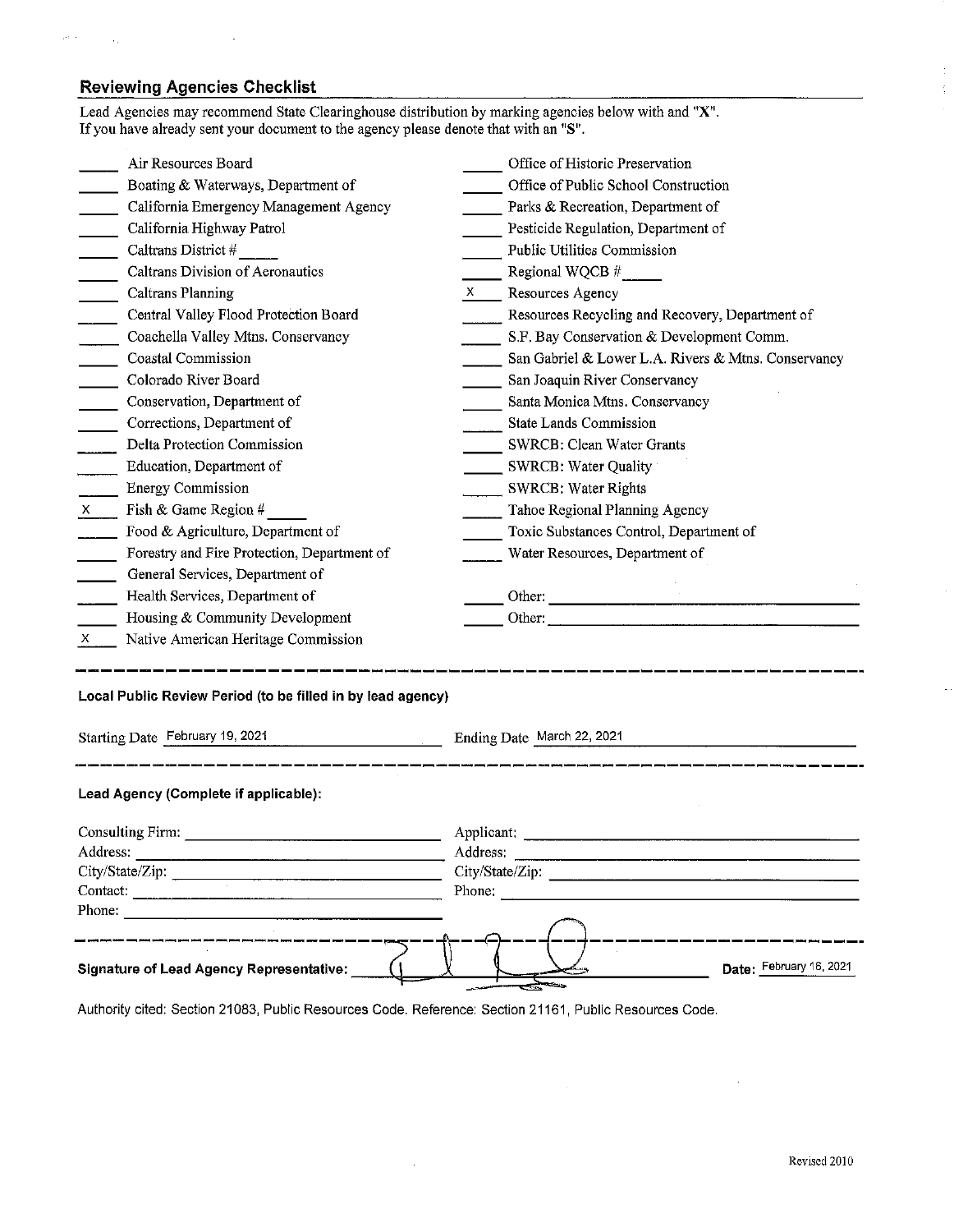## Reviewing Agencies Checklist

Lead Agencies may recommend State Clearinghouse distribution by marking agencies below with and "X".
If you have already sent your document to the agency please denote that with an "S".

- ____ Air Resources Board
- ____ Boating & Waterways, Department of
- ____ California Emergency Management Agency
- ____ California Highway Patrol
- ____ Caltrans District # ____
- ____ Caltrans Division of Aeronautics
- ____ Caltrans Planning
- ____ Central Valley Flood Protection Board
- ____ Coachella Valley Mtns. Conservancy
- ____ Coastal Commission
- ____ Colorado River Board
- ____ Conservation, Department of
- ____ Corrections, Department of
- ____ Delta Protection Commission
- ____ Education, Department of
- ____ Energy Commission
- X Fish & Game Region # ____
- ____ Food & Agriculture, Department of
- ____ Forestry and Fire Protection, Department of
- ____ General Services, Department of
- ____ Health Services, Department of
- ____ Housing & Community Development
- X Native American Heritage Commission
- ____ Office of Historic Preservation
- ____ Office of Public School Construction
- ____ Parks & Recreation, Department of
- ____ Pesticide Regulation, Department of
- ____ Public Utilities Commission
- ____ Regional WQCB # ____
- X Resources Agency
- ____ Resources Recycling and Recovery, Department of
- ____ S.F. Bay Conservation & Development Comm.
- ____ San Gabriel & Lower L.A. Rivers & Mtns. Conservancy
- ____ San Joaquin River Conservancy
- ____ Santa Monica Mtns. Conservancy
- ____ State Lands Commission
- ____ SWRCB: Clean Water Grants
- ____ SWRCB: Water Quality
- ____ SWRCB: Water Rights
- ____ Tahoe Regional Planning Agency
- ____ Toxic Substances Control, Department of
- ____ Water Resources, Department of
- ____ Other: ____________
- ____ Other: ____________

---

**Local Public Review Period (to be filled in by lead agency)**

Starting Date February 19, 2021

Ending Date March 22, 2021

---

**Lead Agency (Complete if applicable):**

Consulting Firm: ____________
Address: ____________
City/State/Zip: ____________
Contact: ____________
Phone: ____________

Applicant: ____________
Address: ____________
City/State/Zip: ____________
Phone: ____________

---

**Signature of Lead Agency Representative:** ____________ **Date:** February 16, 2021

Authority cited: Section 21083, Public Resources Code. Reference: Section 21161, Public Resources Code.

Revised 2010